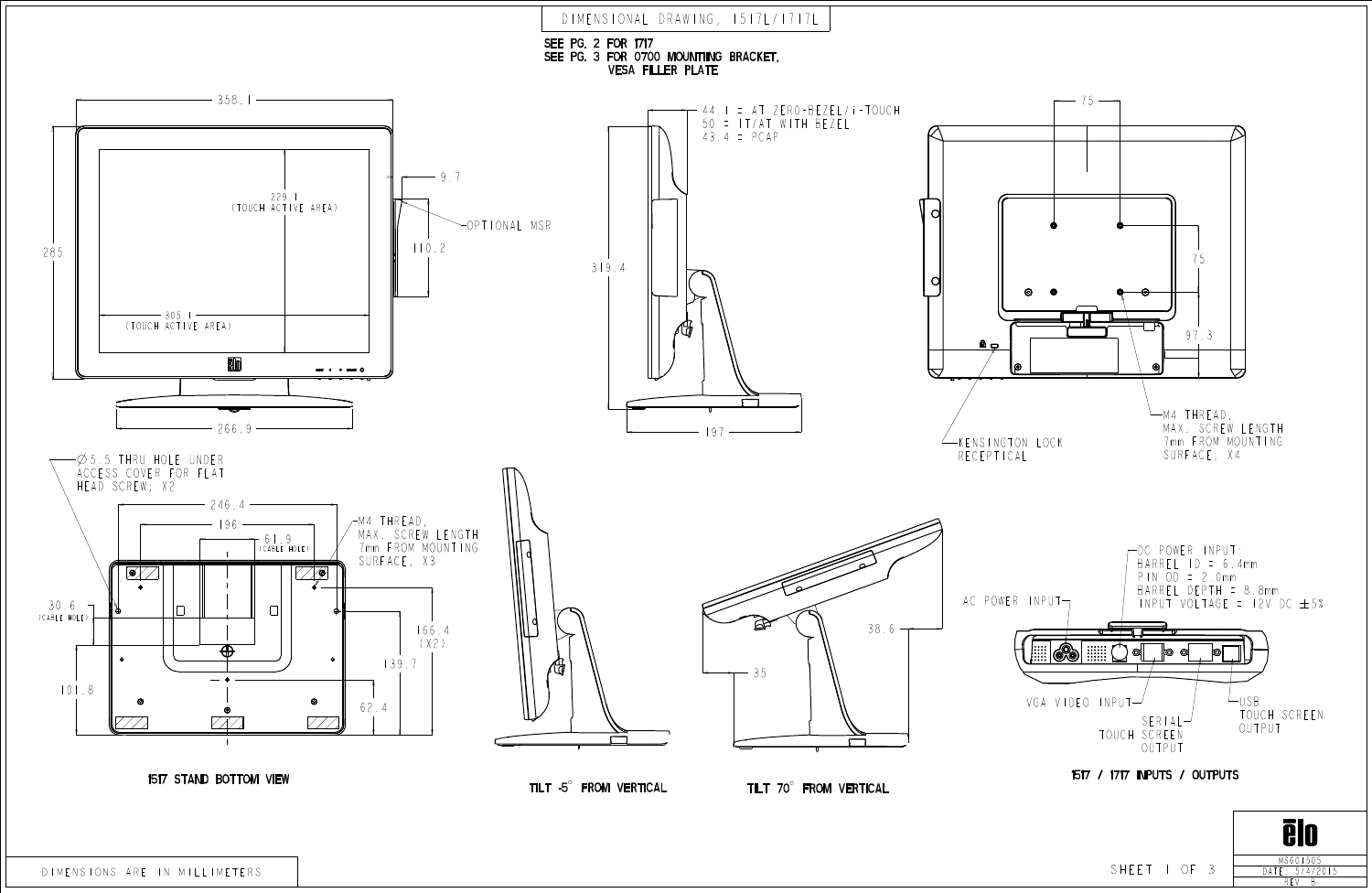# DIMENSIONAL DRAWING, 1517L/1717L

SEE PG. 2 FOR 1717
SEE PG. 3 FOR 0700 MOUNTING BRACKET, VESA FILLER PLATE

358.1

285

229.1 (TOUCH ACTIVE AREA)

305.1 (TOUCH ACTIVE AREA)

9.7

OPTIONAL MSR

110.2

266.9

44.1 = AT ZERO-BEZEL/i-TOUCH
50 = IT/AT WITH BEZEL
43.4 = PCAP

319.4

197

75

75

97.3

KENSINGTON LOCK RECEPTICAL

M4 THREAD, MAX. SCREW LENGTH 7mm FROM MOUNTING SURFACE, X4

Ø5.5 THRU HOLE UNDER ACCESS COVER FOR FLAT HEAD SCREW; X2

246.4

196

61.9 (CABLE HOLE)

M4 THREAD, MAX. SCREW LENGTH 7mm FROM MOUNTING SURFACE, X3

30.6 (CABLE HOLE)

166.4 (X2)

139.7

101.8

62.4

**1517 STAND BOTTOM VIEW**

**TILT -5° FROM VERTICAL**

38.6

35

**TILT 70° FROM VERTICAL**

DC POWER INPUT:
BARREL ID = 6.4mm
PIN OD = 2.0mm
BARREL DEPTH = 8.8mm
INPUT VOLTAGE = 12V DC ±5%

AC POWER INPUT

VGA VIDEO INPUT

SERIAL TOUCH SCREEN OUTPUT

USB TOUCH SCREEN OUTPUT

**1517 / 1717 INPUTS / OUTPUTS**

DIMENSIONS ARE IN MILLIMETERS

MS601505
DATE 5/4/2015
REV B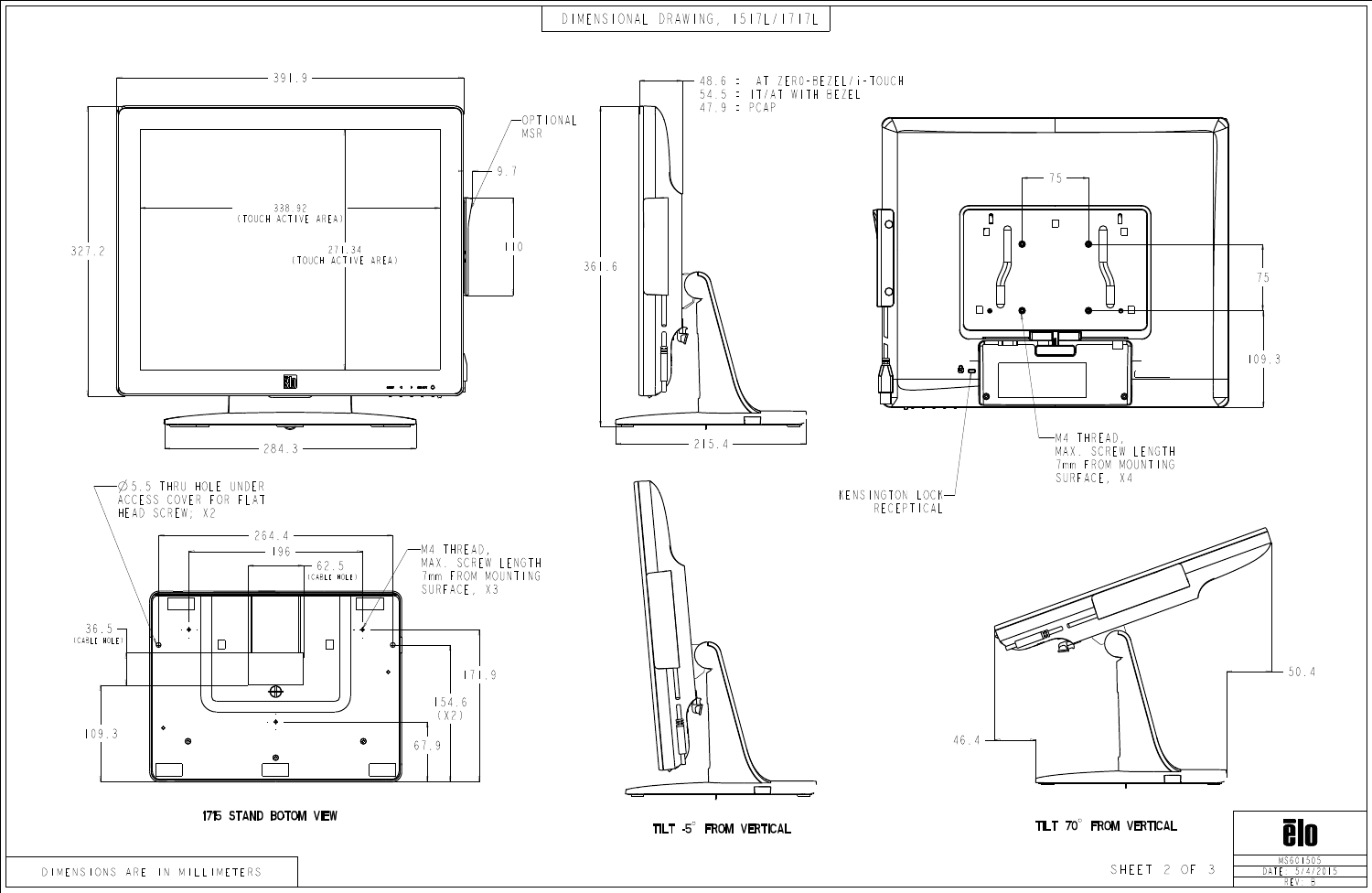# DIMENSIONAL DRAWING, 1517L/1717L

391.9

OPTIONAL MSR

9.7

338.92 (TOUCH ACTIVE AREA)

271.34 (TOUCH ACTIVE AREA)

327.2

110

284.3

48.6 : AT ZERO-BEZEL/i-TOUCH
54.5 : IT/AT WITH BEZEL
47.9 : PCAP

361.6

215.4

75

75

109.3

M4 THREAD, MAX. SCREW LENGTH 7mm FROM MOUNTING SURFACE, X4

KENSINGTON LOCK RECEPTICAL

⌀5.5 THRU HOLE UNDER ACCESS COVER FOR FLAT HEAD SCREW, X2

264.4

196

62.5 (CABLE HOLE)

M4 THREAD, MAX. SCREW LENGTH 7mm FROM MOUNTING SURFACE, X3

36.5 (CABLE HOLE)

171.9

154.6 (X2)

109.3

67.9

1715 STAND BOTOM VIEW

TILT -5° FROM VERTICAL

50.4

46.4

TILT 70° FROM VERTICAL

DIMENSIONS ARE IN MILLIMETERS

elo

MS601505

DATE 5/4/2015

REV B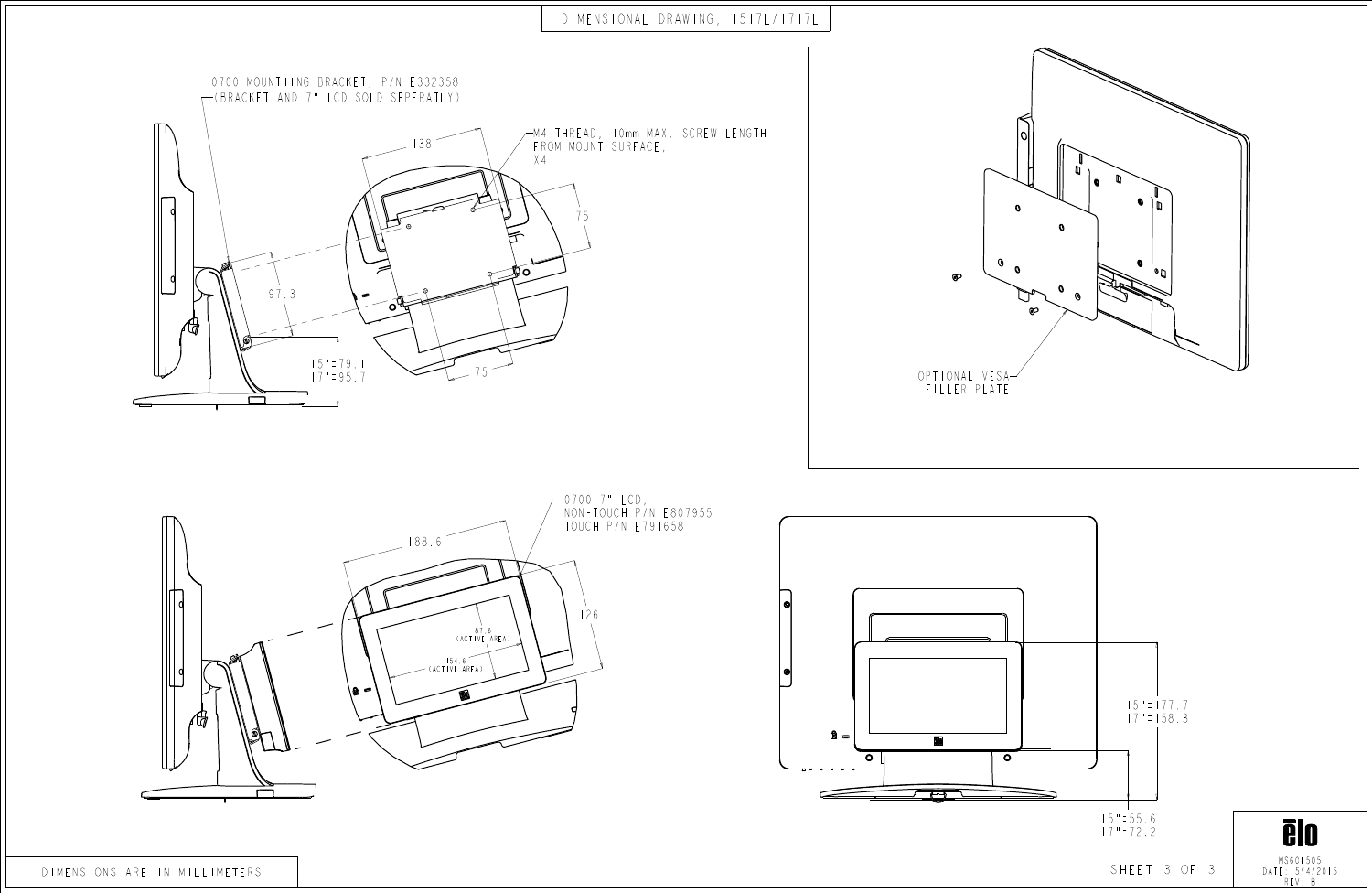# DIMENSIONAL DRAWING, 1517L/1717L

0700 MOUNTIING BRACKET, P/N E332358
(BRACKET AND 7" LCD SOLD SEPERATLY)

M4 THREAD, 10mm MAX. SCREW LENGTH FROM MOUNT SURFACE, X4

138

75

97.3

75

15"=79.1
17"=95.7

OPTIONAL VESA FILLER PLATE

0700 7" LCD,
NON-TOUCH P/N E807955
TOUCH P/N E791658

188.6

126

87.6
(ACTIVE AREA)

154.6
(ACTIVE AREA)

15"=177.7
17"=158.3

15"=55.6
17"=72.2

DIMENSIONS ARE IN MILLIMETERS

MS601505
DATE 5/4/2015
REV. B